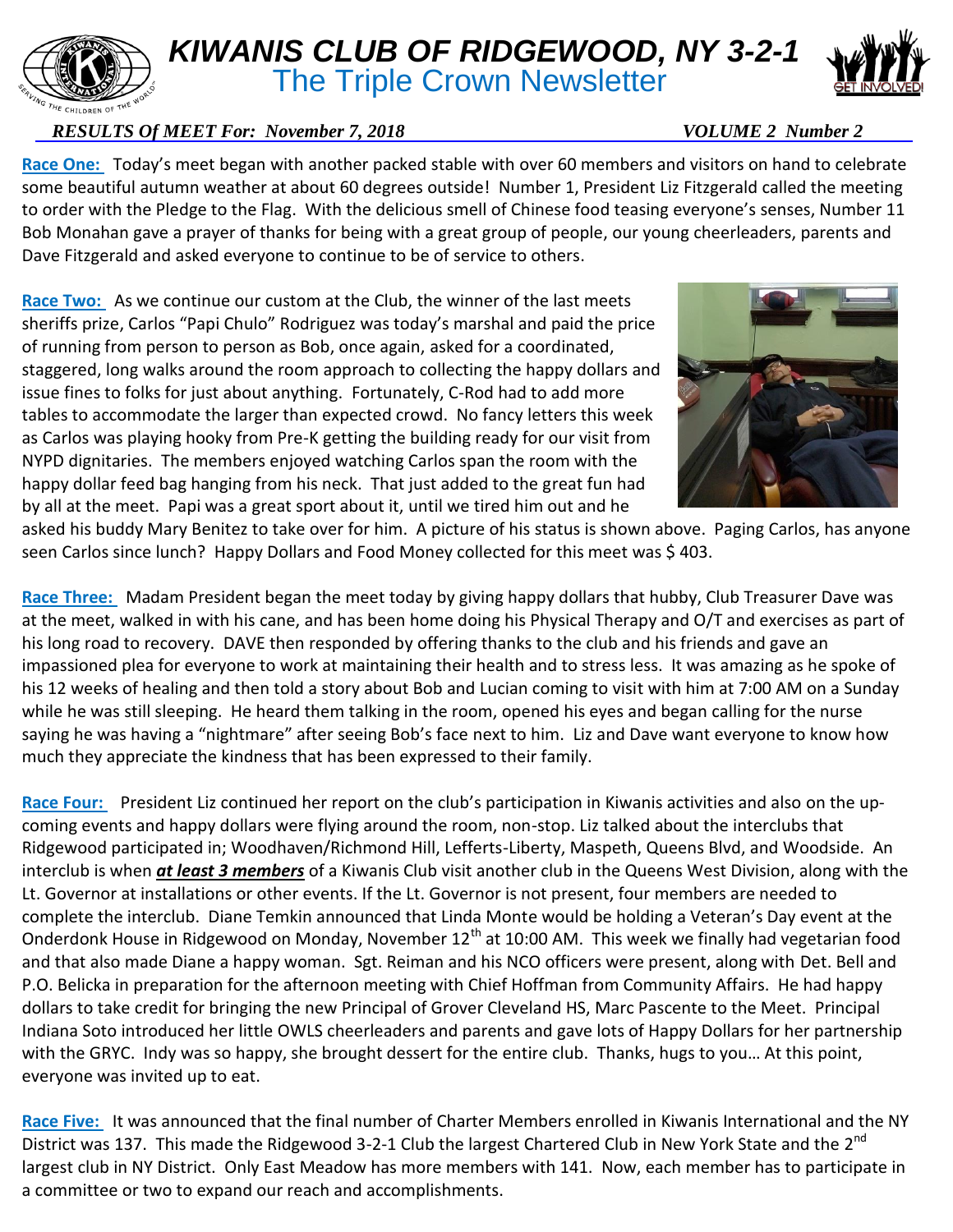# KIWANIS CLUB OF RIDGEWOOD, NY 3-2-1
## The Triple Crown Newsletter

***RESULTS Of MEET For: November 7, 2018*** ***VOLUME 2 Number 2***

**Race One:** Today's meet began with another packed stable with over 60 members and visitors on hand to celebrate some beautiful autumn weather at about 60 degrees outside! Number 1, President Liz Fitzgerald called the meeting to order with the Pledge to the Flag. With the delicious smell of Chinese food teasing everyone's senses, Number 11 Bob Monahan gave a prayer of thanks for being with a great group of people, our young cheerleaders, parents and Dave Fitzgerald and asked everyone to continue to be of service to others.

**Race Two:** As we continue our custom at the Club, the winner of the last meets sheriffs prize, Carlos "Papi Chulo" Rodriguez was today's marshal and paid the price of running from person to person as Bob, once again, asked for a coordinated, staggered, long walks around the room approach to collecting the happy dollars and issue fines to folks for just about anything. Fortunately, C-Rod had to add more tables to accommodate the larger than expected crowd. No fancy letters this week as Carlos was playing hooky from Pre-K getting the building ready for our visit from NYPD dignitaries. The members enjoyed watching Carlos span the room with the happy dollar feed bag hanging from his neck. That just added to the great fun had by all at the meet. Papi was a great sport about it, until we tired him out and he asked his buddy Mary Benitez to take over for him. A picture of his status is shown above. Paging Carlos, has anyone seen Carlos since lunch? Happy Dollars and Food Money collected for this meet was $ 403.

**Race Three:** Madam President began the meet today by giving happy dollars that hubby, Club Treasurer Dave was at the meet, walked in with his cane, and has been home doing his Physical Therapy and O/T and exercises as part of his long road to recovery. DAVE then responded by offering thanks to the club and his friends and gave an impassioned plea for everyone to work at maintaining their health and to stress less. It was amazing as he spoke of his 12 weeks of healing and then told a story about Bob and Lucian coming to visit with him at 7:00 AM on a Sunday while he was still sleeping. He heard them talking in the room, opened his eyes and began calling for the nurse saying he was having a "nightmare" after seeing Bob's face next to him. Liz and Dave want everyone to know how much they appreciate the kindness that has been expressed to their family.

**Race Four:** President Liz continued her report on the club's participation in Kiwanis activities and also on the up-coming events and happy dollars were flying around the room, non-stop. Liz talked about the interclubs that Ridgewood participated in; Woodhaven/Richmond Hill, Lefferts-Liberty, Maspeth, Queens Blvd, and Woodside. An interclub is when ***at least 3 members*** of a Kiwanis Club visit another club in the Queens West Division, along with the Lt. Governor at installations or other events. If the Lt. Governor is not present, four members are needed to complete the interclub. Diane Temkin announced that Linda Monte would be holding a Veteran's Day event at the Onderdonk House in Ridgewood on Monday, November 12th at 10:00 AM. This week we finally had vegetarian food and that also made Diane a happy woman. Sgt. Reiman and his NCO officers were present, along with Det. Bell and P.O. Belicka in preparation for the afternoon meeting with Chief Hoffman from Community Affairs. He had happy dollars to take credit for bringing the new Principal of Grover Cleveland HS, Marc Pascente to the Meet. Principal Indiana Soto introduced her little OWLS cheerleaders and parents and gave lots of Happy Dollars for her partnership with the GRYC. Indy was so happy, she brought dessert for the entire club. Thanks, hugs to you… At this point, everyone was invited up to eat.

**Race Five:** It was announced that the final number of Charter Members enrolled in Kiwanis International and the NY District was 137. This made the Ridgewood 3-2-1 Club the largest Chartered Club in New York State and the 2nd largest club in NY District. Only East Meadow has more members with 141. Now, each member has to participate in a committee or two to expand our reach and accomplishments.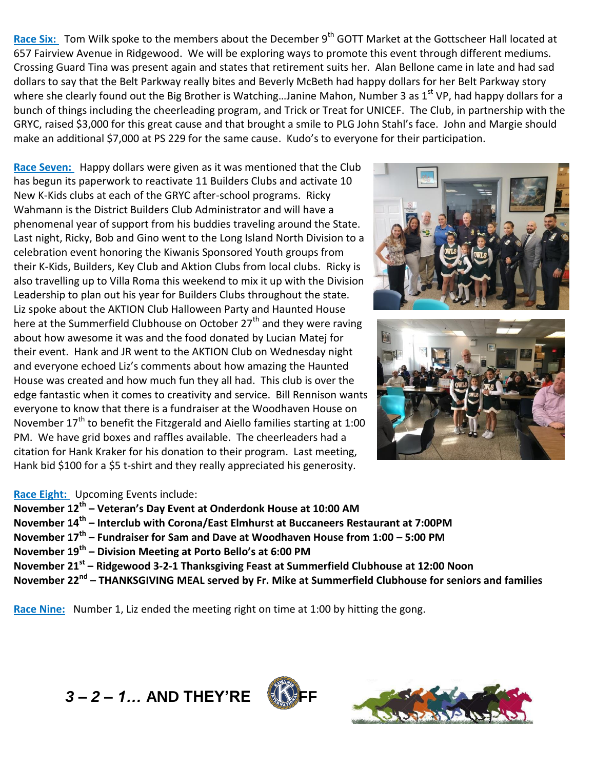**Race Six:** Tom Wilk spoke to the members about the December 9th GOTT Market at the Gottscheer Hall located at 657 Fairview Avenue in Ridgewood. We will be exploring ways to promote this event through different mediums. Crossing Guard Tina was present again and states that retirement suits her. Alan Bellone came in late and had sad dollars to say that the Belt Parkway really bites and Beverly McBeth had happy dollars for her Belt Parkway story where she clearly found out the Big Brother is Watching…Janine Mahon, Number 3 as 1st VP, had happy dollars for a bunch of things including the cheerleading program, and Trick or Treat for UNICEF. The Club, in partnership with the GRYC, raised $3,000 for this great cause and that brought a smile to PLG John Stahl's face. John and Margie should make an additional $7,000 at PS 229 for the same cause. Kudo's to everyone for their participation.

**Race Seven:** Happy dollars were given as it was mentioned that the Club has begun its paperwork to reactivate 11 Builders Clubs and activate 10 New K-Kids clubs at each of the GRYC after-school programs. Ricky Wahmann is the District Builders Club Administrator and will have a phenomenal year of support from his buddies traveling around the State. Last night, Ricky, Bob and Gino went to the Long Island North Division to a celebration event honoring the Kiwanis Sponsored Youth groups from their K-Kids, Builders, Key Club and Aktion Clubs from local clubs. Ricky is also travelling up to Villa Roma this weekend to mix it up with the Division Leadership to plan out his year for Builders Clubs throughout the state. Liz spoke about the AKTION Club Halloween Party and Haunted House here at the Summerfield Clubhouse on October 27th and they were raving about how awesome it was and the food donated by Lucian Matej for their event. Hank and JR went to the AKTION Club on Wednesday night and everyone echoed Liz's comments about how amazing the Haunted House was created and how much fun they all had. This club is over the edge fantastic when it comes to creativity and service. Bill Rennison wants everyone to know that there is a fundraiser at the Woodhaven House on November 17th to benefit the Fitzgerald and Aiello families starting at 1:00 PM. We have grid boxes and raffles available. The cheerleaders had a citation for Hank Kraker for his donation to their program. Last meeting, Hank bid $100 for a $5 t-shirt and they really appreciated his generosity.

**Race Eight:** Upcoming Events include:

**November 12th – Veteran's Day Event at Onderdonk House at 10:00 AM**
**November 14th – Interclub with Corona/East Elmhurst at Buccaneers Restaurant at 7:00PM**
**November 17th – Fundraiser for Sam and Dave at Woodhaven House from 1:00 – 5:00 PM**
**November 19th – Division Meeting at Porto Bello's at 6:00 PM**
**November 21st – Ridgewood 3-2-1 Thanksgiving Feast at Summerfield Clubhouse at 12:00 Noon**
**November 22nd – THANKSGIVING MEAL served by Fr. Mike at Summerfield Clubhouse for seniors and families**

**Race Nine:** Number 1, Liz ended the meeting right on time at 1:00 by hitting the gong.

***3 – 2 – 1…* AND THEY'RE OFF**